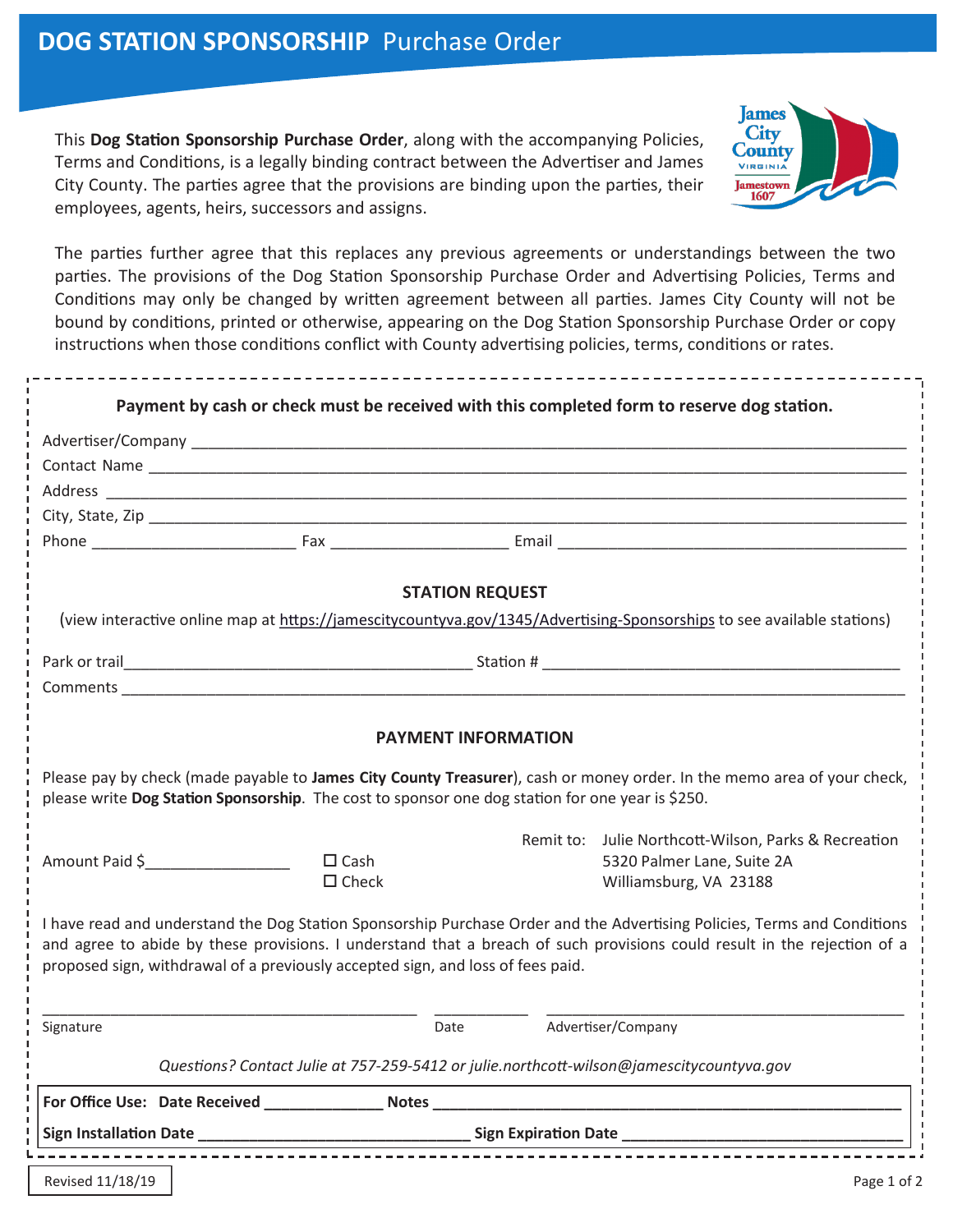# DOG STATION SPONSORSHIP Purchase Order

This **Dog Station Sponsorship Purchase Order**, along with the accompanying Policies, Terms and Conditions, is a legally binding contract between the Advertiser and James City County. The parties agree that the provisions are binding upon the parties, their employees, agents, heirs, successors and assigns.

The parties further agree that this replaces any previous agreements or understandings between the two parties. The provisions of the Dog Station Sponsorship Purchase Order and Advertising Policies, Terms and Conditions may only be changed by written agreement between all parties. James City County will not be bound by conditions, printed or otherwise, appearing on the Dog Station Sponsorship Purchase Order or copy instructions when those conditions conflict with County advertising policies, terms, conditions or rates.

**Payment by cash or check must be received with this completed form to reserve dog station.**

Advertiser/Company ______________________________________________

Contact Name ______________________________________________

Address ______________________________________________

City, State, Zip ______________________________________________

Phone ____________________ Fax ____________________ Email ______________________________

### STATION REQUEST

(view interactive online map at https://jamescitycountyva.gov/1345/Advertising-Sponsorships to see available stations)

Park or trail______________________________ Station # ______________________________

Comments ______________________________________________

### PAYMENT INFORMATION

Please pay by check (made payable to **James City County Treasurer**), cash or money order. In the memo area of your check, please write **Dog Station Sponsorship**. The cost to sponsor one dog station for one year is $250.

Amount Paid $________________

☐ Cash
☐ Check

Remit to: Julie Northcott-Wilson, Parks & Recreation
5320 Palmer Lane, Suite 2A
Williamsburg, VA 23188

I have read and understand the Dog Station Sponsorship Purchase Order and the Advertising Policies, Terms and Conditions and agree to abide by these provisions. I understand that a breach of such provisions could result in the rejection of a proposed sign, withdrawal of a previously accepted sign, and loss of fees paid.

______________________________ __________ ______________________________

Signature Date Advertiser/Company

*Questions? Contact Julie at 757-259-5412 or julie.northcott-wilson@jamescitycountyva.gov*

**For Office Use: Date Received** _____________ **Notes** ______________________________

**Sign Installation Date** ______________________________ **Sign Expiration Date** ______________________________

Revised 11/18/19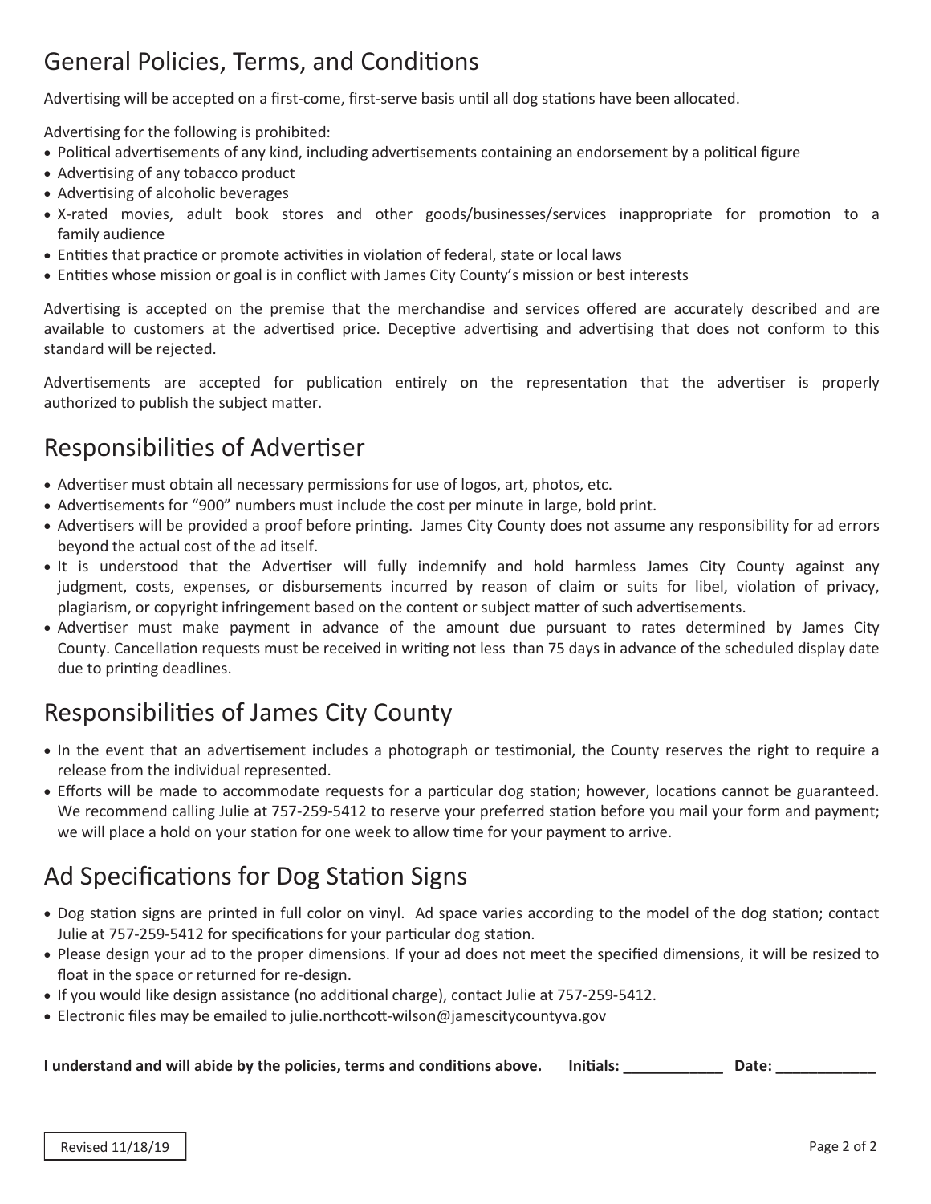## General Policies, Terms, and Conditions

Advertising will be accepted on a first-come, first-serve basis until all dog stations have been allocated.

Advertising for the following is prohibited:

- Political advertisements of any kind, including advertisements containing an endorsement by a political figure
- Advertising of any tobacco product
- Advertising of alcoholic beverages
- X-rated movies, adult book stores and other goods/businesses/services inappropriate for promotion to a family audience
- Entities that practice or promote activities in violation of federal, state or local laws
- Entities whose mission or goal is in conflict with James City County's mission or best interests

Advertising is accepted on the premise that the merchandise and services offered are accurately described and are available to customers at the advertised price. Deceptive advertising and advertising that does not conform to this standard will be rejected.

Advertisements are accepted for publication entirely on the representation that the advertiser is properly authorized to publish the subject matter.

## Responsibilities of Advertiser

- Advertiser must obtain all necessary permissions for use of logos, art, photos, etc.
- Advertisements for "900" numbers must include the cost per minute in large, bold print.
- Advertisers will be provided a proof before printing. James City County does not assume any responsibility for ad errors beyond the actual cost of the ad itself.
- It is understood that the Advertiser will fully indemnify and hold harmless James City County against any judgment, costs, expenses, or disbursements incurred by reason of claim or suits for libel, violation of privacy, plagiarism, or copyright infringement based on the content or subject matter of such advertisements.
- Advertiser must make payment in advance of the amount due pursuant to rates determined by James City County. Cancellation requests must be received in writing not less than 75 days in advance of the scheduled display date due to printing deadlines.

## Responsibilities of James City County

- In the event that an advertisement includes a photograph or testimonial, the County reserves the right to require a release from the individual represented.
- Efforts will be made to accommodate requests for a particular dog station; however, locations cannot be guaranteed. We recommend calling Julie at 757-259-5412 to reserve your preferred station before you mail your form and payment; we will place a hold on your station for one week to allow time for your payment to arrive.

## Ad Specifications for Dog Station Signs

- Dog station signs are printed in full color on vinyl. Ad space varies according to the model of the dog station; contact Julie at 757-259-5412 for specifications for your particular dog station.
- Please design your ad to the proper dimensions. If your ad does not meet the specified dimensions, it will be resized to float in the space or returned for re-design.
- If you would like design assistance (no additional charge), contact Julie at 757-259-5412.
- Electronic files may be emailed to julie.northcott-wilson@jamescitycountyva.gov

**I understand and will abide by the policies, terms and conditions above. Initials: ____________ Date: ____________**

Revised 11/18/19